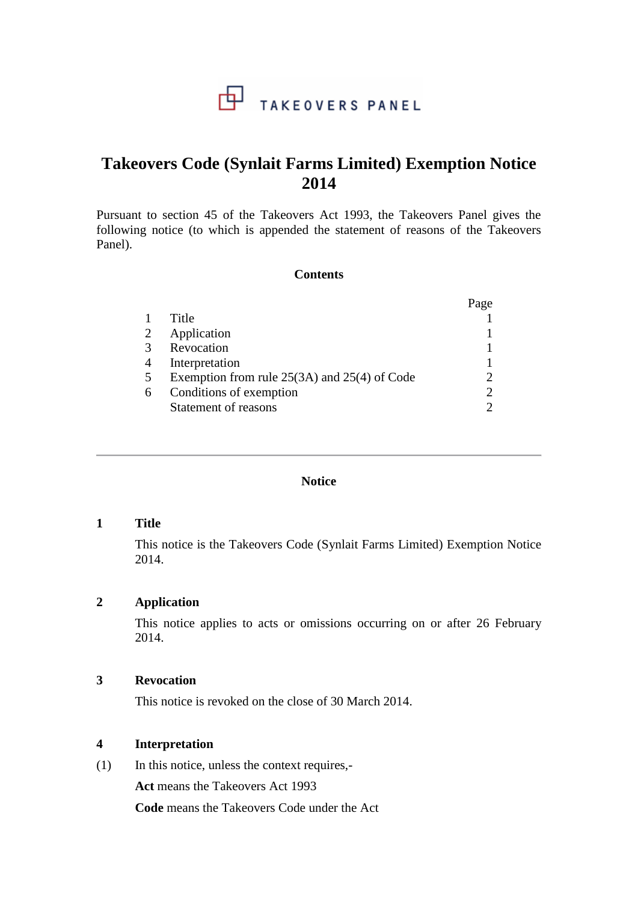TAKEOVERS PANEL

# Takeovers Code (Synlait Farms Limited) Exemption Notice 2014

Pursuant to section 45 of the Takeovers Act 1993, the Takeovers Panel gives the following notice (to which is appended the statement of reasons of the Takeovers Panel).

## Contents

| | | Page |
|---|---|---|
| 1 | Title | 1 |
| 2 | Application | 1 |
| 3 | Revocation | 1 |
| 4 | Interpretation | 1 |
| 5 | Exemption from rule 25(3A) and 25(4) of Code | 2 |
| 6 | Conditions of exemption | 2 |
| | Statement of reasons | 2 |

---

## Notice

### 1 Title

This notice is the Takeovers Code (Synlait Farms Limited) Exemption Notice 2014.

### 2 Application

This notice applies to acts or omissions occurring on or after 26 February 2014.

### 3 Revocation

This notice is revoked on the close of 30 March 2014.

### 4 Interpretation

(1) In this notice, unless the context requires,-

**Act** means the Takeovers Act 1993

**Code** means the Takeovers Code under the Act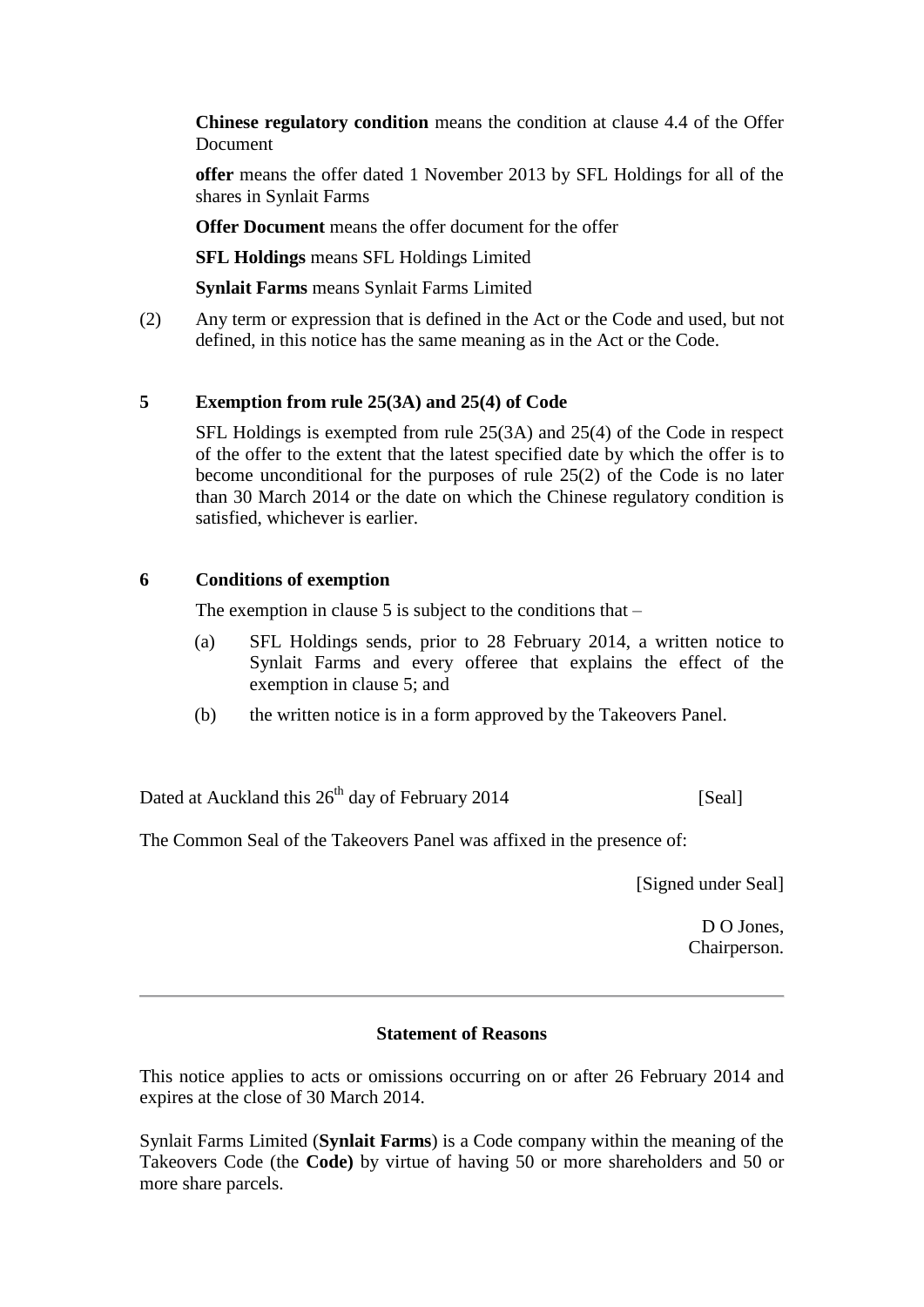**Chinese regulatory condition** means the condition at clause 4.4 of the Offer Document

**offer** means the offer dated 1 November 2013 by SFL Holdings for all of the shares in Synlait Farms

**Offer Document** means the offer document for the offer

**SFL Holdings** means SFL Holdings Limited

**Synlait Farms** means Synlait Farms Limited

(2) Any term or expression that is defined in the Act or the Code and used, but not defined, in this notice has the same meaning as in the Act or the Code.

## 5 Exemption from rule 25(3A) and 25(4) of Code

SFL Holdings is exempted from rule 25(3A) and 25(4) of the Code in respect of the offer to the extent that the latest specified date by which the offer is to become unconditional for the purposes of rule 25(2) of the Code is no later than 30 March 2014 or the date on which the Chinese regulatory condition is satisfied, whichever is earlier.

## 6 Conditions of exemption

The exemption in clause 5 is subject to the conditions that –

(a) SFL Holdings sends, prior to 28 February 2014, a written notice to Synlait Farms and every offeree that explains the effect of the exemption in clause 5; and

(b) the written notice is in a form approved by the Takeovers Panel.

Dated at Auckland this 26th day of February 2014 [Seal]

The Common Seal of the Takeovers Panel was affixed in the presence of:

[Signed under Seal]

D O Jones,
Chairperson.

---

## Statement of Reasons

This notice applies to acts or omissions occurring on or after 26 February 2014 and expires at the close of 30 March 2014.

Synlait Farms Limited (**Synlait Farms**) is a Code company within the meaning of the Takeovers Code (the **Code)** by virtue of having 50 or more shareholders and 50 or more share parcels.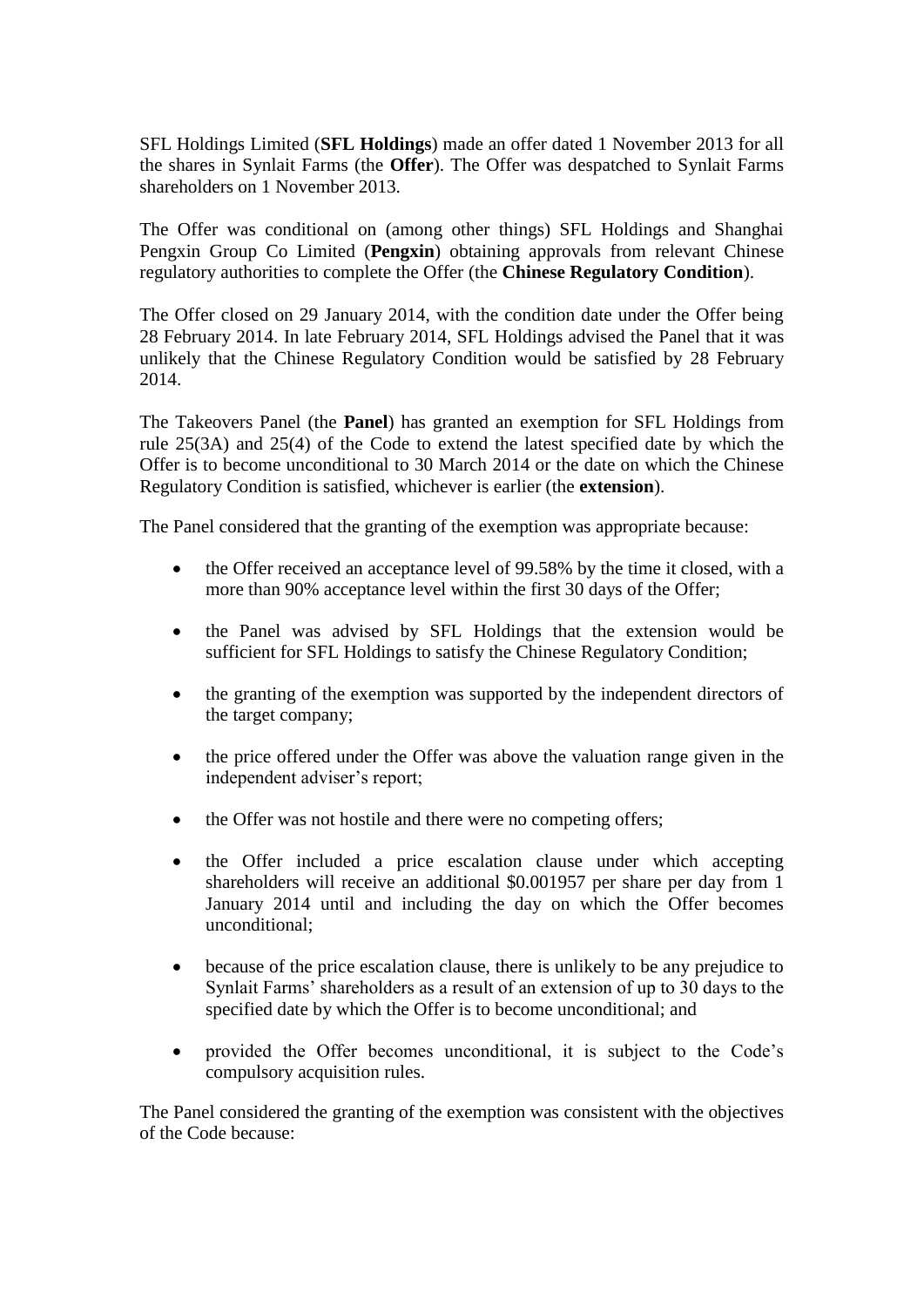SFL Holdings Limited (**SFL Holdings**) made an offer dated 1 November 2013 for all the shares in Synlait Farms (the **Offer**). The Offer was despatched to Synlait Farms shareholders on 1 November 2013.

The Offer was conditional on (among other things) SFL Holdings and Shanghai Pengxin Group Co Limited (**Pengxin**) obtaining approvals from relevant Chinese regulatory authorities to complete the Offer (the **Chinese Regulatory Condition**).

The Offer closed on 29 January 2014, with the condition date under the Offer being 28 February 2014. In late February 2014, SFL Holdings advised the Panel that it was unlikely that the Chinese Regulatory Condition would be satisfied by 28 February 2014.

The Takeovers Panel (the **Panel**) has granted an exemption for SFL Holdings from rule 25(3A) and 25(4) of the Code to extend the latest specified date by which the Offer is to become unconditional to 30 March 2014 or the date on which the Chinese Regulatory Condition is satisfied, whichever is earlier (the **extension**).

The Panel considered that the granting of the exemption was appropriate because:

- the Offer received an acceptance level of 99.58% by the time it closed, with a more than 90% acceptance level within the first 30 days of the Offer;
- the Panel was advised by SFL Holdings that the extension would be sufficient for SFL Holdings to satisfy the Chinese Regulatory Condition;
- the granting of the exemption was supported by the independent directors of the target company;
- the price offered under the Offer was above the valuation range given in the independent adviser's report;
- the Offer was not hostile and there were no competing offers;
- the Offer included a price escalation clause under which accepting shareholders will receive an additional $0.001957 per share per day from 1 January 2014 until and including the day on which the Offer becomes unconditional;
- because of the price escalation clause, there is unlikely to be any prejudice to Synlait Farms' shareholders as a result of an extension of up to 30 days to the specified date by which the Offer is to become unconditional; and
- provided the Offer becomes unconditional, it is subject to the Code's compulsory acquisition rules.

The Panel considered the granting of the exemption was consistent with the objectives of the Code because: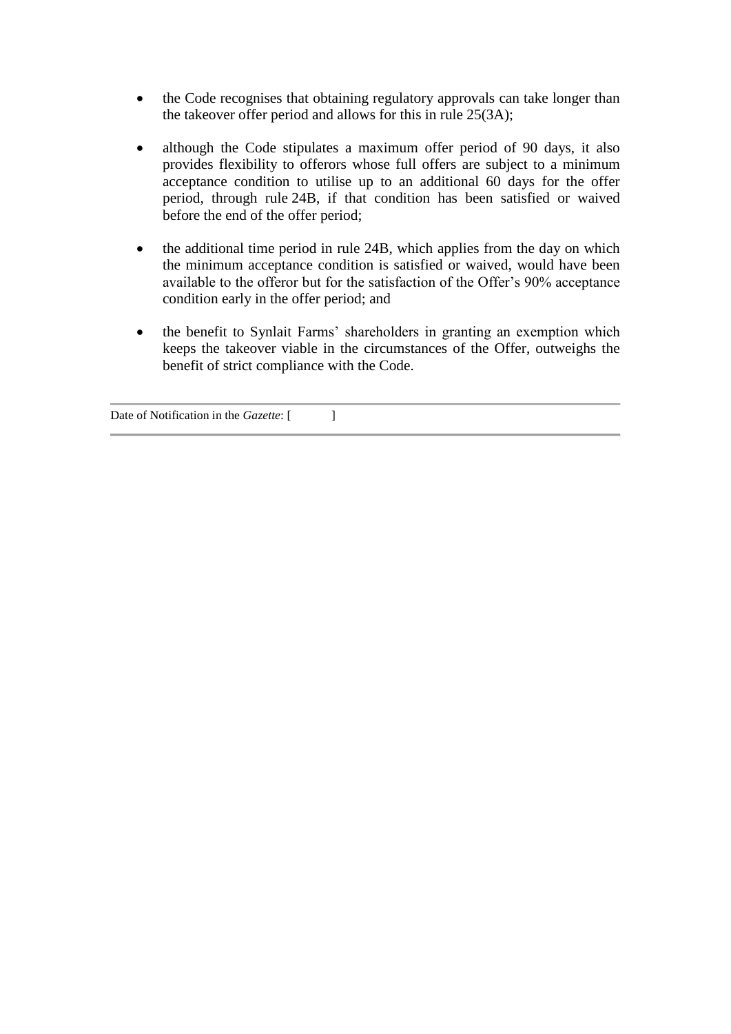- the Code recognises that obtaining regulatory approvals can take longer than the takeover offer period and allows for this in rule 25(3A);
- although the Code stipulates a maximum offer period of 90 days, it also provides flexibility to offerors whose full offers are subject to a minimum acceptance condition to utilise up to an additional 60 days for the offer period, through rule 24B, if that condition has been satisfied or waived before the end of the offer period;
- the additional time period in rule 24B, which applies from the day on which the minimum acceptance condition is satisfied or waived, would have been available to the offeror but for the satisfaction of the Offer's 90% acceptance condition early in the offer period; and
- the benefit to Synlait Farms' shareholders in granting an exemption which keeps the takeover viable in the circumstances of the Offer, outweighs the benefit of strict compliance with the Code.

---

Date of Notification in the *Gazette*: [ ]

---